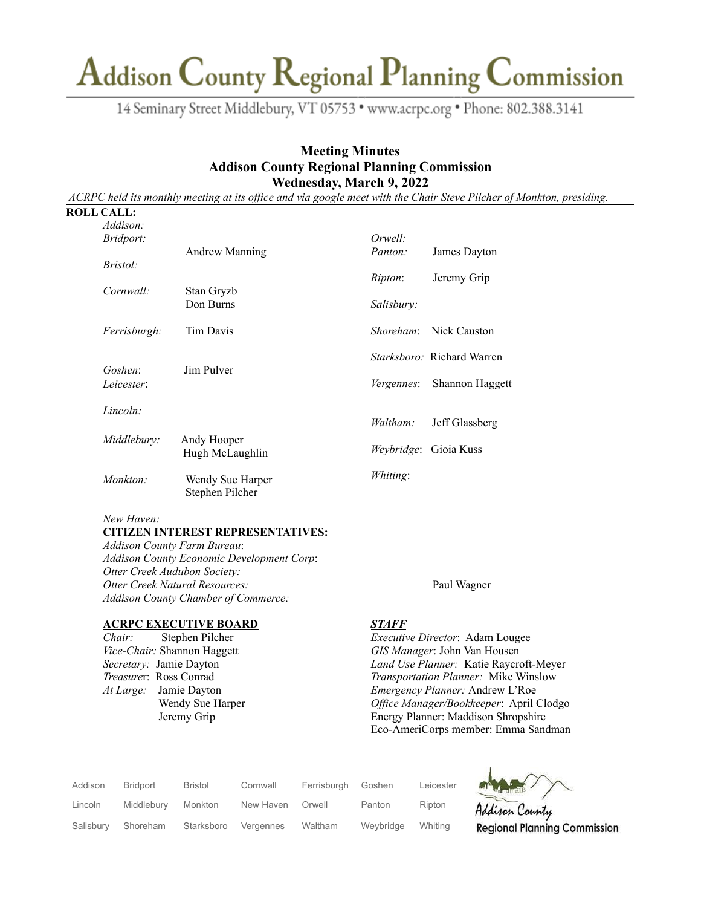# Addison County Regional Planning Commission

14 Seminary Street Middlebury, VT 05753 • www.acrpc.org • Phone: 802.388.3141

## Meeting Minutes
## Addison County Regional Planning Commission
## Wednesday, March 9, 2022

*ACRPC held its monthly meeting at its office and via google meet with the Chair Steve Pilcher of Monkton, presiding.*

**ROLL CALL:**

| | |
|---|---|
| *Addison:* | |
| *Bridport:* | Andrew Manning |
| *Bristol:* | |
| *Cornwall:* | Stan Gryzb<br>Don Burns |
| *Ferrisburgh:* | Tim Davis |
| *Goshen:* | Jim Pulver |
| *Leicester:* | |
| *Lincoln:* | |
| *Middlebury:* | Andy Hooper<br>Hugh McLaughlin |
| *Monkton:* | Wendy Sue Harper<br>Stephen Pilcher |
| *New Haven:* | |
| *Orwell:* | |
| *Panton:* | James Dayton |
| *Ripton:* | Jeremy Grip |
| *Salisbury:* | |
| *Shoreham:* | Nick Causton |
| *Starksboro:* | Richard Warren |
| *Vergennes:* | Shannon Haggett |
| *Waltham:* | Jeff Glassberg |
| *Weybridge:* | Gioia Kuss |
| *Whiting:* | |

**CITIZEN INTEREST REPRESENTATIVES:**

*Addison County Farm Bureau*:
*Addison County Economic Development Corp*:
*Otter Creek Audubon Society:*
*Otter Creek Natural Resources:* Paul Wagner
*Addison County Chamber of Commerce:*

**ACRPC EXECUTIVE BOARD**

*Chair:* Stephen Pilcher
*Vice-Chair:* Shannon Haggett
*Secretary:* Jamie Dayton
*Treasurer*: Ross Conrad
*At Large:* Jamie Dayton
Wendy Sue Harper
Jeremy Grip

***STAFF***

*Executive Director*: Adam Lougee
*GIS Manager*: John Van Housen
*Land Use Planner:* Katie Raycroft-Meyer
*Transportation Planner:* Mike Winslow
*Emergency Planner:* Andrew L'Roe
*Office Manager/Bookkeeper*: April Clodgo
Energy Planner: Maddison Shropshire
Eco-AmeriCorps member: Emma Sandman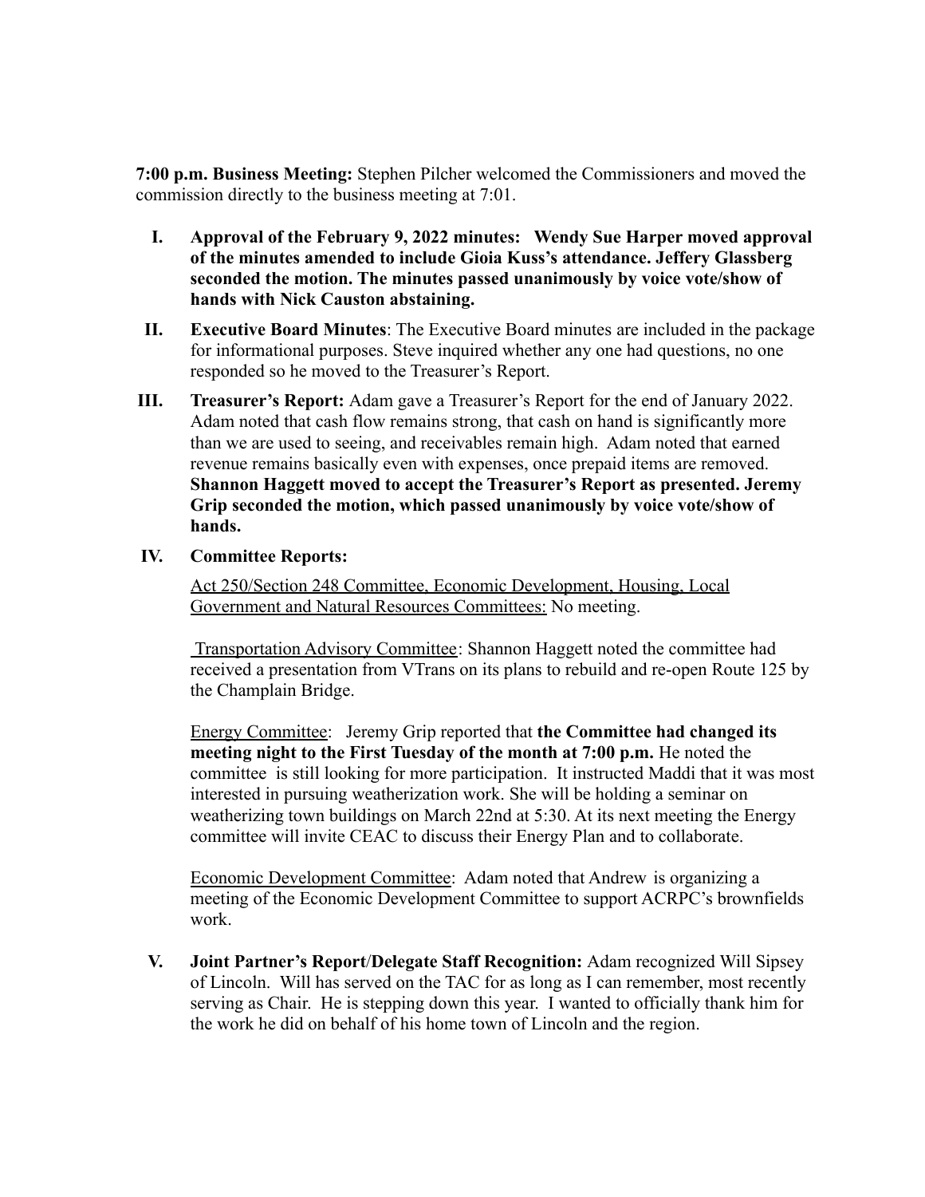**7:00 p.m. Business Meeting:** Stephen Pilcher welcomed the Commissioners and moved the commission directly to the business meeting at 7:01.

I. **Approval of the February 9, 2022 minutes: Wendy Sue Harper moved approval of the minutes amended to include Gioia Kuss's attendance. Jeffery Glassberg seconded the motion. The minutes passed unanimously by voice vote/show of hands with Nick Causton abstaining.**

II. **Executive Board Minutes**: The Executive Board minutes are included in the package for informational purposes. Steve inquired whether any one had questions, no one responded so he moved to the Treasurer's Report.

III. **Treasurer's Report:** Adam gave a Treasurer's Report for the end of January 2022. Adam noted that cash flow remains strong, that cash on hand is significantly more than we are used to seeing, and receivables remain high. Adam noted that earned revenue remains basically even with expenses, once prepaid items are removed. **Shannon Haggett moved to accept the Treasurer's Report as presented. Jeremy Grip seconded the motion, which passed unanimously by voice vote/show of hands.**

IV. **Committee Reports:**

<u>Act 250/Section 248 Committee, Economic Development, Housing, Local Government and Natural Resources Committees:</u> No meeting.

<u>Transportation Advisory Committee</u>: Shannon Haggett noted the committee had received a presentation from VTrans on its plans to rebuild and re-open Route 125 by the Champlain Bridge.

<u>Energy Committee</u>: Jeremy Grip reported that **the Committee had changed its meeting night to the First Tuesday of the month at 7:00 p.m.** He noted the committee is still looking for more participation. It instructed Maddi that it was most interested in pursuing weatherization work. She will be holding a seminar on weatherizing town buildings on March 22nd at 5:30. At its next meeting the Energy committee will invite CEAC to discuss their Energy Plan and to collaborate.

<u>Economic Development Committee</u>: Adam noted that Andrew is organizing a meeting of the Economic Development Committee to support ACRPC's brownfields work.

V. **Joint Partner's Report/Delegate Staff Recognition:** Adam recognized Will Sipsey of Lincoln. Will has served on the TAC for as long as I can remember, most recently serving as Chair. He is stepping down this year. I wanted to officially thank him for the work he did on behalf of his home town of Lincoln and the region.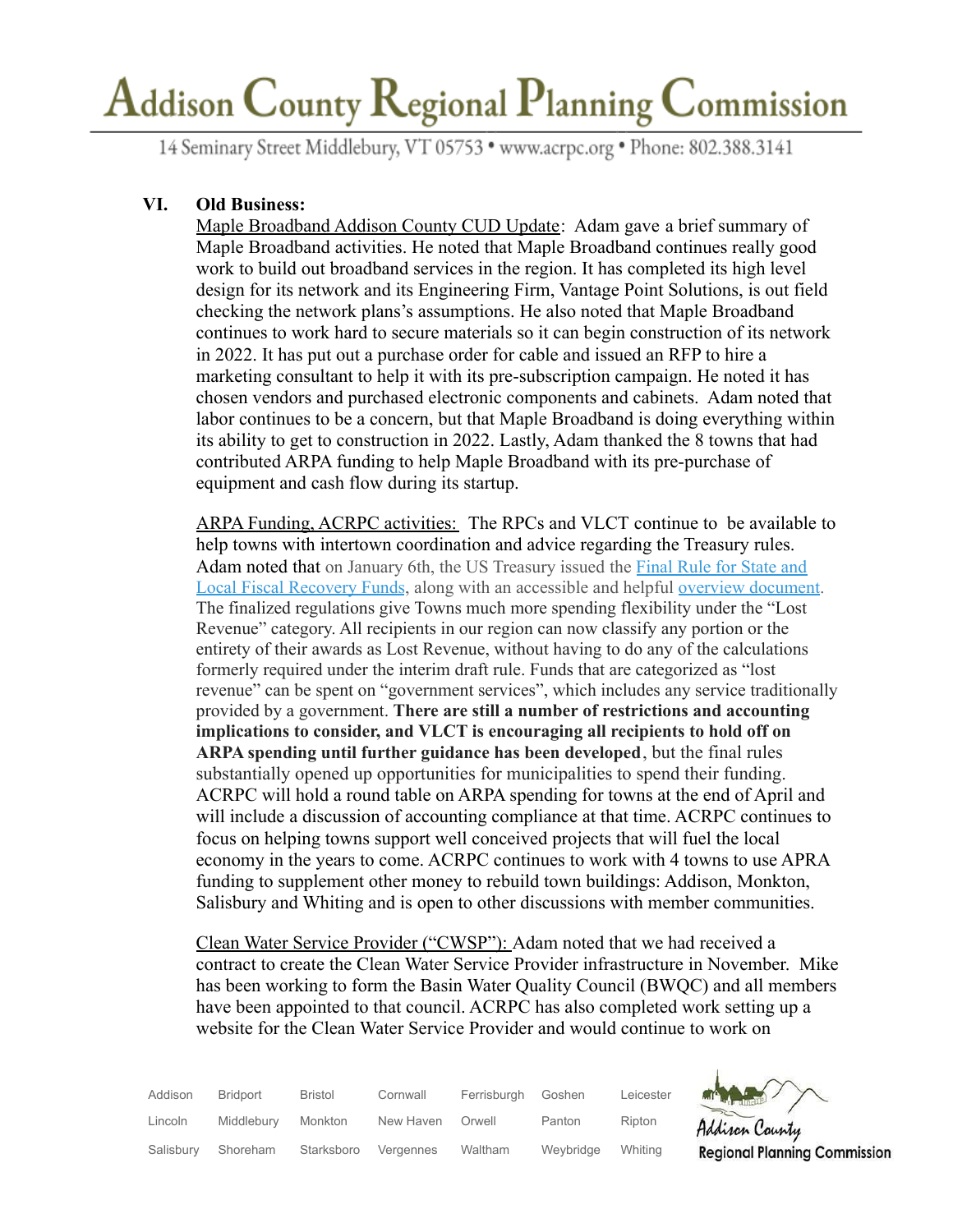## VI. Old Business:

Maple Broadband Addison County CUD Update: Adam gave a brief summary of Maple Broadband activities. He noted that Maple Broadband continues really good work to build out broadband services in the region. It has completed its high level design for its network and its Engineering Firm, Vantage Point Solutions, is out field checking the network plans's assumptions. He also noted that Maple Broadband continues to work hard to secure materials so it can begin construction of its network in 2022. It has put out a purchase order for cable and issued an RFP to hire a marketing consultant to help it with its pre-subscription campaign. He noted it has chosen vendors and purchased electronic components and cabinets. Adam noted that labor continues to be a concern, but that Maple Broadband is doing everything within its ability to get to construction in 2022. Lastly, Adam thanked the 8 towns that had contributed ARPA funding to help Maple Broadband with its pre-purchase of equipment and cash flow during its startup.

ARPA Funding, ACRPC activities: The RPCs and VLCT continue to be available to help towns with intertown coordination and advice regarding the Treasury rules. Adam noted that on January 6th, the US Treasury issued the Final Rule for State and Local Fiscal Recovery Funds, along with an accessible and helpful overview document. The finalized regulations give Towns much more spending flexibility under the "Lost Revenue" category. All recipients in our region can now classify any portion or the entirety of their awards as Lost Revenue, without having to do any of the calculations formerly required under the interim draft rule. Funds that are categorized as "lost revenue" can be spent on "government services", which includes any service traditionally provided by a government. **There are still a number of restrictions and accounting implications to consider, and VLCT is encouraging all recipients to hold off on ARPA spending until further guidance has been developed**, but the final rules substantially opened up opportunities for municipalities to spend their funding. ACRPC will hold a round table on ARPA spending for towns at the end of April and will include a discussion of accounting compliance at that time. ACRPC continues to focus on helping towns support well conceived projects that will fuel the local economy in the years to come. ACRPC continues to work with 4 towns to use APRA funding to supplement other money to rebuild town buildings: Addison, Monkton, Salisbury and Whiting and is open to other discussions with member communities.

Clean Water Service Provider ("CWSP"): Adam noted that we had received a contract to create the Clean Water Service Provider infrastructure in November. Mike has been working to form the Basin Water Quality Council (BWQC) and all members have been appointed to that council. ACRPC has also completed work setting up a website for the Clean Water Service Provider and would continue to work on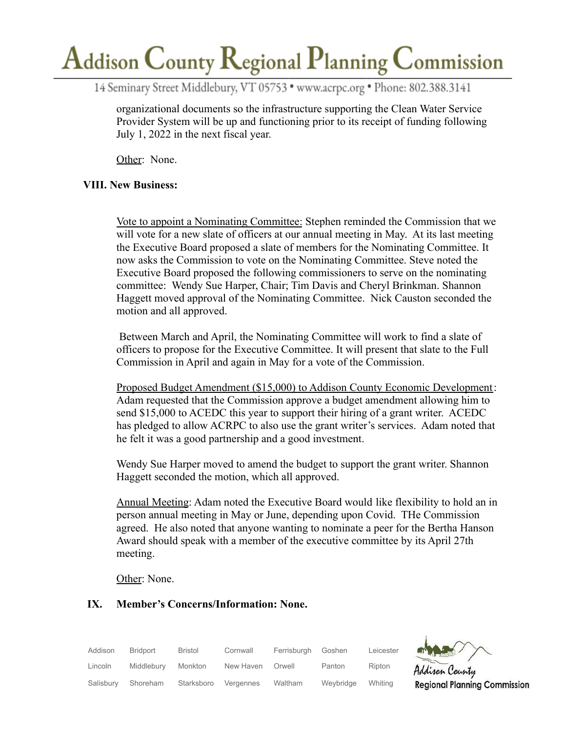organizational documents so the infrastructure supporting the Clean Water Service Provider System will be up and functioning prior to its receipt of funding following July 1, 2022 in the next fiscal year.

Other: None.

**VIII. New Business:**

Vote to appoint a Nominating Committee: Stephen reminded the Commission that we will vote for a new slate of officers at our annual meeting in May. At its last meeting the Executive Board proposed a slate of members for the Nominating Committee. It now asks the Commission to vote on the Nominating Committee. Steve noted the Executive Board proposed the following commissioners to serve on the nominating committee: Wendy Sue Harper, Chair; Tim Davis and Cheryl Brinkman. Shannon Haggett moved approval of the Nominating Committee. Nick Causton seconded the motion and all approved.

Between March and April, the Nominating Committee will work to find a slate of officers to propose for the Executive Committee. It will present that slate to the Full Commission in April and again in May for a vote of the Commission.

Proposed Budget Amendment ($15,000) to Addison County Economic Development: Adam requested that the Commission approve a budget amendment allowing him to send $15,000 to ACEDC this year to support their hiring of a grant writer. ACEDC has pledged to allow ACRPC to also use the grant writer's services. Adam noted that he felt it was a good partnership and a good investment.

Wendy Sue Harper moved to amend the budget to support the grant writer. Shannon Haggett seconded the motion, which all approved.

Annual Meeting: Adam noted the Executive Board would like flexibility to hold an in person annual meeting in May or June, depending upon Covid. THe Commission agreed. He also noted that anyone wanting to nominate a peer for the Bertha Hanson Award should speak with a member of the executive committee by its April 27th meeting.

Other: None.

**IX. Member's Concerns/Information: None.**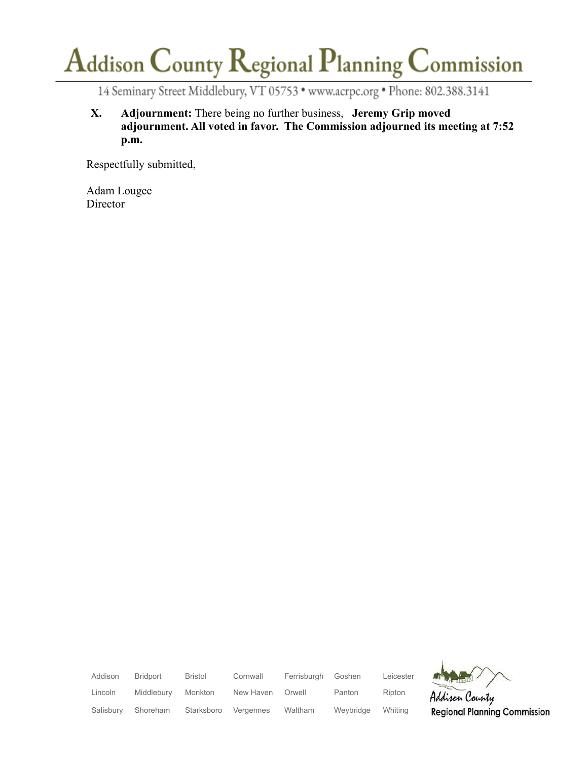**X. Adjournment:** There being no further business, **Jeremy Grip moved adjournment. All voted in favor. The Commission adjourned its meeting at 7:52 p.m.**

Respectfully submitted,

Adam Lougee
Director